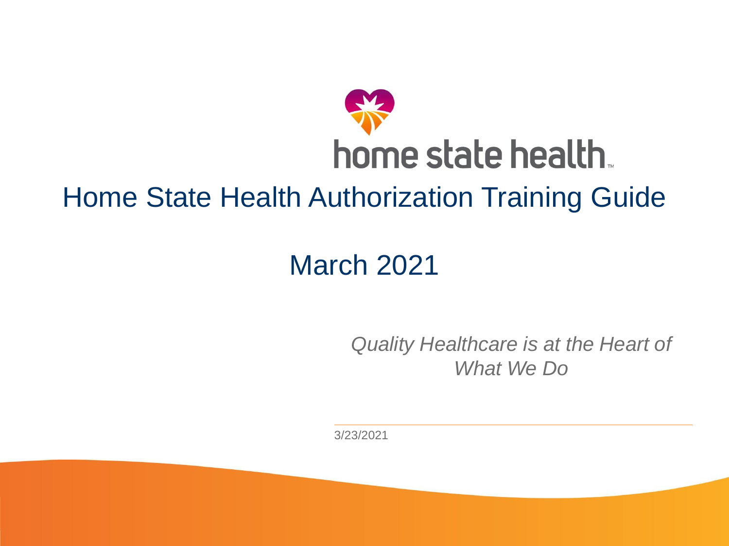home state health

# Home State Health Authorization Training Guide

## March 2021

*Quality Healthcare is at the Heart of What We Do*

3/23/2021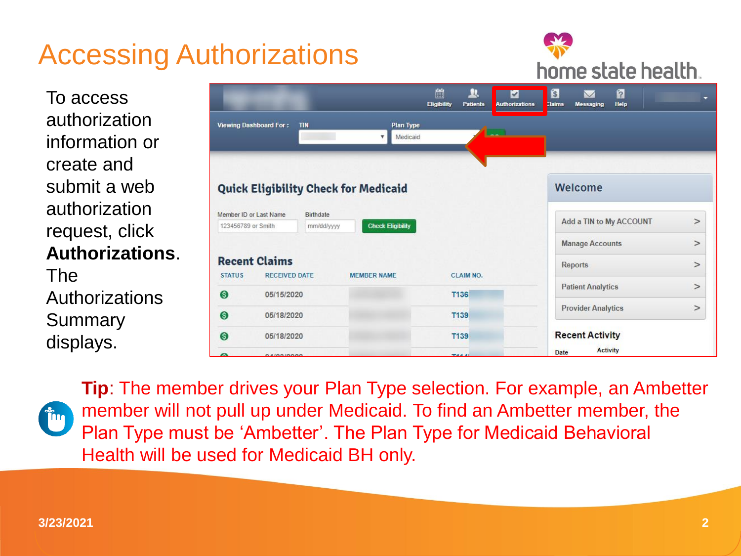# Accessing Authorizations

To access authorization information or create and submit a web authorization request, click **Authorizations**. The Authorizations Summary displays.

**Tip**: The member drives your Plan Type selection. For example, an Ambetter member will not pull up under Medicaid. To find an Ambetter member, the Plan Type must be 'Ambetter'. The Plan Type for Medicaid Behavioral Health will be used for Medicaid BH only.

3/23/2021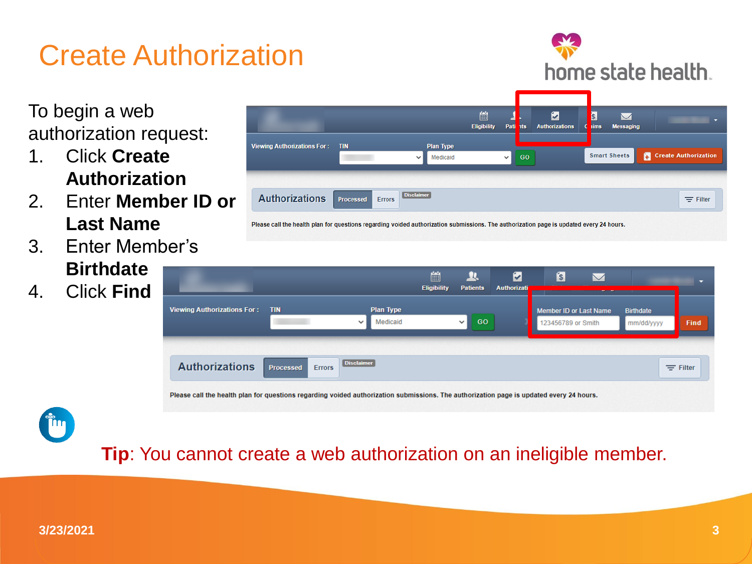# Create Authorization

To begin a web authorization request:

1. Click **Create Authorization**
2. Enter **Member ID or Last Name**
3. Enter Member's **Birthdate**
4. Click **Find**

**Tip**: You cannot create a web authorization on an ineligible member.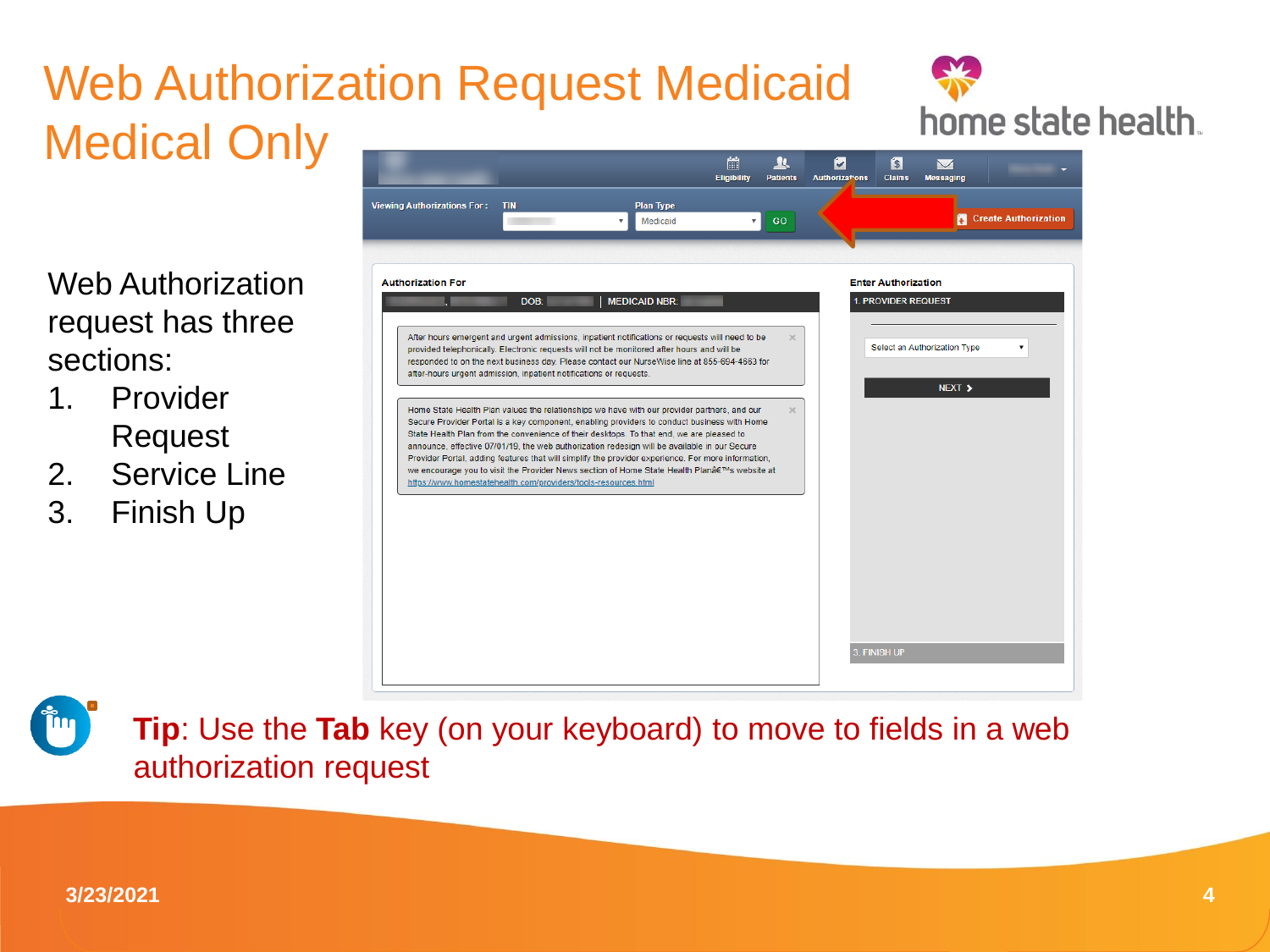# Web Authorization Request Medicaid Medical Only

Web Authorization request has three sections:

1. Provider Request
2. Service Line
3. Finish Up

**Tip**: Use the **Tab** key (on your keyboard) to move to fields in a web authorization request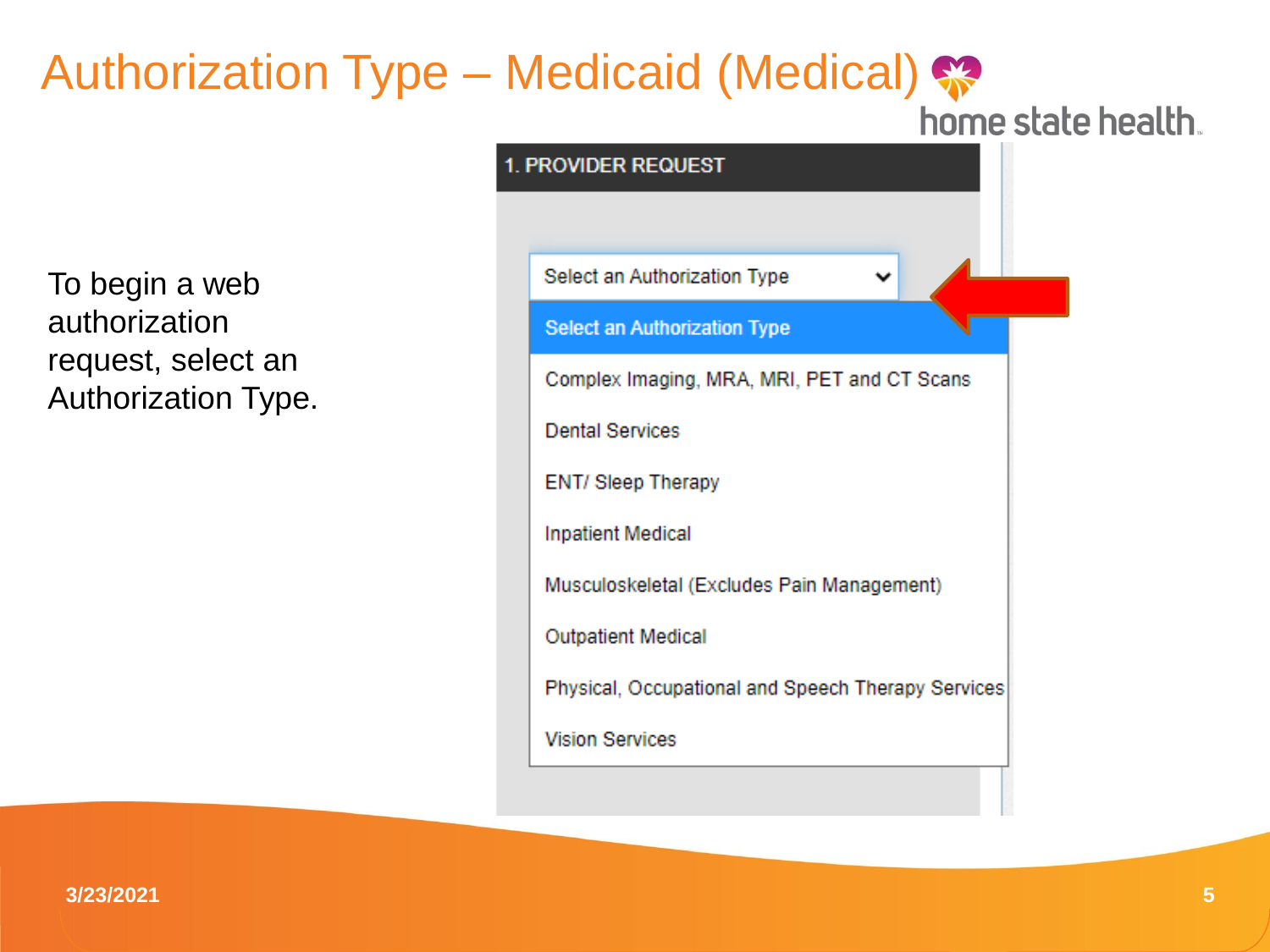# Authorization Type – Medicaid (Medical)

To begin a web authorization request, select an Authorization Type.

**1. PROVIDER REQUEST**

Select an Authorization Type

- Select an Authorization Type
- Complex Imaging, MRA, MRI, PET and CT Scans
- Dental Services
- ENT/ Sleep Therapy
- Inpatient Medical
- Musculoskeletal (Excludes Pain Management)
- Outpatient Medical
- Physical, Occupational and Speech Therapy Services
- Vision Services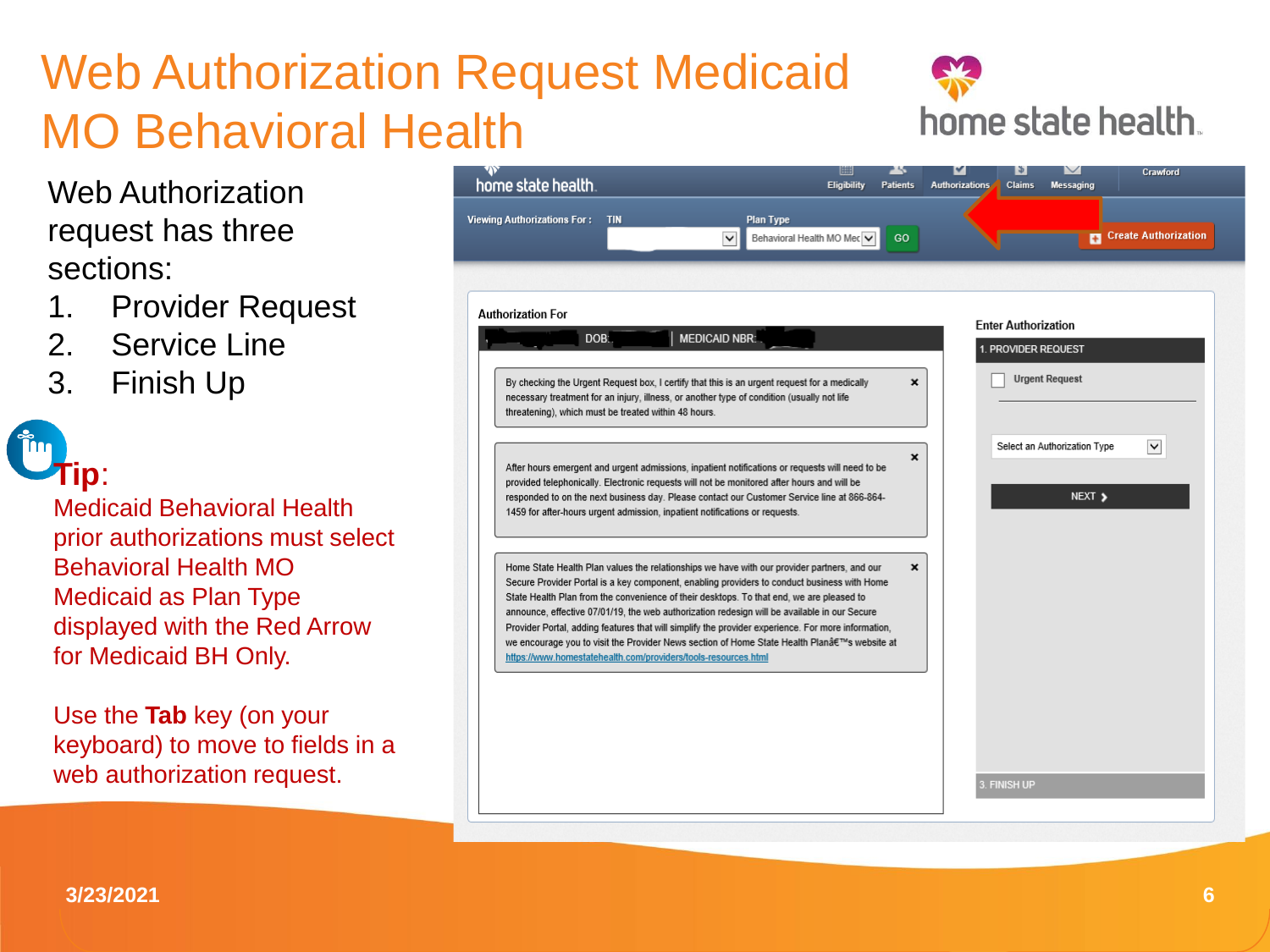# Web Authorization Request Medicaid MO Behavioral Health

Web Authorization request has three sections:

1. Provider Request
2. Service Line
3. Finish Up

**Tip**:

Medicaid Behavioral Health prior authorizations must select Behavioral Health MO Medicaid as Plan Type displayed with the Red Arrow for Medicaid BH Only.

Use the **Tab** key (on your keyboard) to move to fields in a web authorization request.

home state health

Eligibility | Patients | Authorizations | Claims | Messaging | Crawford

Viewing Authorizations For : TIN | Plan Type: Behavioral Health MO Med | GO | Create Authorization

Authorization For

DOB: | MEDICAID NBR:

By checking the Urgent Request box, I certify that this is an urgent request for a medically necessary treatment for an injury, illness, or another type of condition (usually not life threatening), which must be treated within 48 hours.

After hours emergent and urgent admissions, inpatient notifications or requests will need to be provided telephonically. Electronic requests will not be monitored after hours and will be responded to on the next business day. Please contact our Customer Service line at 866-864-1459 for after-hours urgent admission, inpatient notifications or requests.

Home State Health Plan values the relationships we have with our provider partners, and our Secure Provider Portal is a key component, enabling providers to conduct business with Home State Health Plan from the convenience of their desktops. To that end, we are pleased to announce, effective 07/01/19, the web authorization redesign will be available in our Secure Provider Portal, adding features that will simplify the provider experience. For more information, we encourage you to visit the Provider News section of Home State Health Planâ€™s website at https://www.homestatehealth.com/providers/tools-resources.html

Enter Authorization

1. PROVIDER REQUEST

Urgent Request

Select an Authorization Type

NEXT

3. FINISH UP

3/23/2021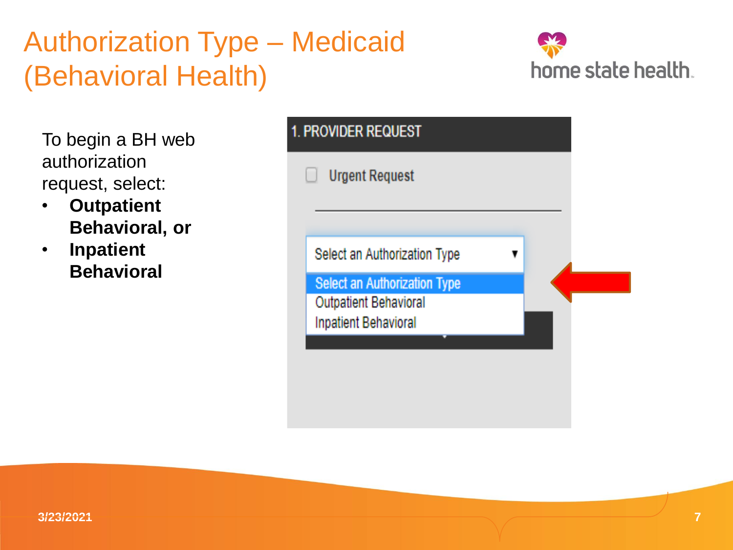# Authorization Type – Medicaid (Behavioral Health)

To begin a BH web authorization request, select:

- **Outpatient Behavioral, or**
- **Inpatient Behavioral**

1. PROVIDER REQUEST

Urgent Request

Select an Authorization Type

- Select an Authorization Type
- Outpatient Behavioral
- Inpatient Behavioral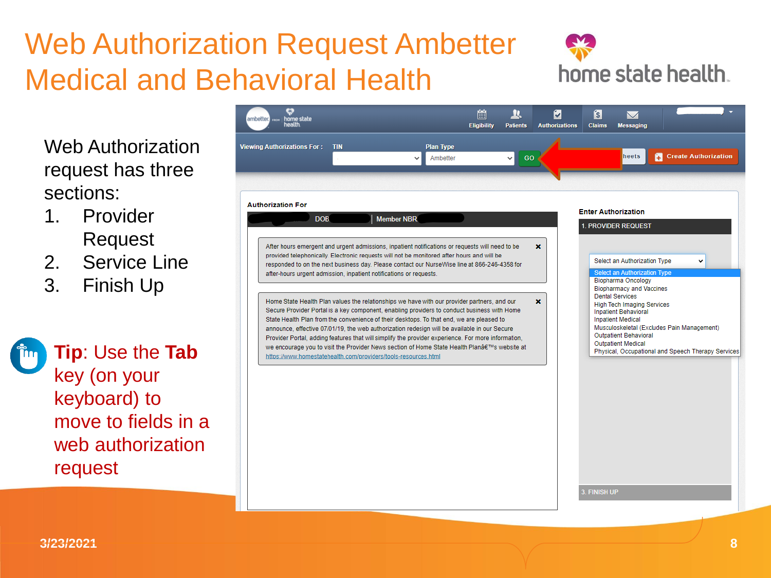# Web Authorization Request Ambetter Medical and Behavioral Health

Web Authorization request has three sections:

1. Provider Request
2. Service Line
3. Finish Up

**Tip**: Use the **Tab** key (on your keyboard) to move to fields in a web authorization request

Eligibility | Patients | Authorizations | Claims | Messaging

Viewing Authorizations For : TIN | Plan Type: Ambetter | GO | heets | Create Authorization

**Authorization For**

DOB | Member NBR

After hours emergent and urgent admissions, inpatient notifications or requests will need to be provided telephonically. Electronic requests will not be monitored after hours and will be responded to on the next business day. Please contact our NurseWise line at 866-246-4358 for after-hours urgent admission, inpatient notifications or requests.

Home State Health Plan values the relationships we have with our provider partners, and our Secure Provider Portal is a key component, enabling providers to conduct business with Home State Health Plan from the convenience of their desktops. To that end, we are pleased to announce, effective 07/01/19, the web authorization redesign will be available in our Secure Provider Portal, adding features that will simplify the provider experience. For more information, we encourage you to visit the Provider News section of Home State Health Planâ€™s website at https://www.homestatehealth.com/providers/tools-resources.html

**Enter Authorization**

1. PROVIDER REQUEST

Select an Authorization Type

- Select an Authorization Type
- Biopharma Oncology
- Biopharmacy and Vaccines
- Dental Services
- High Tech Imaging Services
- Inpatient Behavioral
- Inpatient Medical
- Musculoskeletal (Excludes Pain Management)
- Outpatient Behavioral
- Outpatient Medical
- Physical, Occupational and Speech Therapy Services

3. FINISH UP

3/23/2021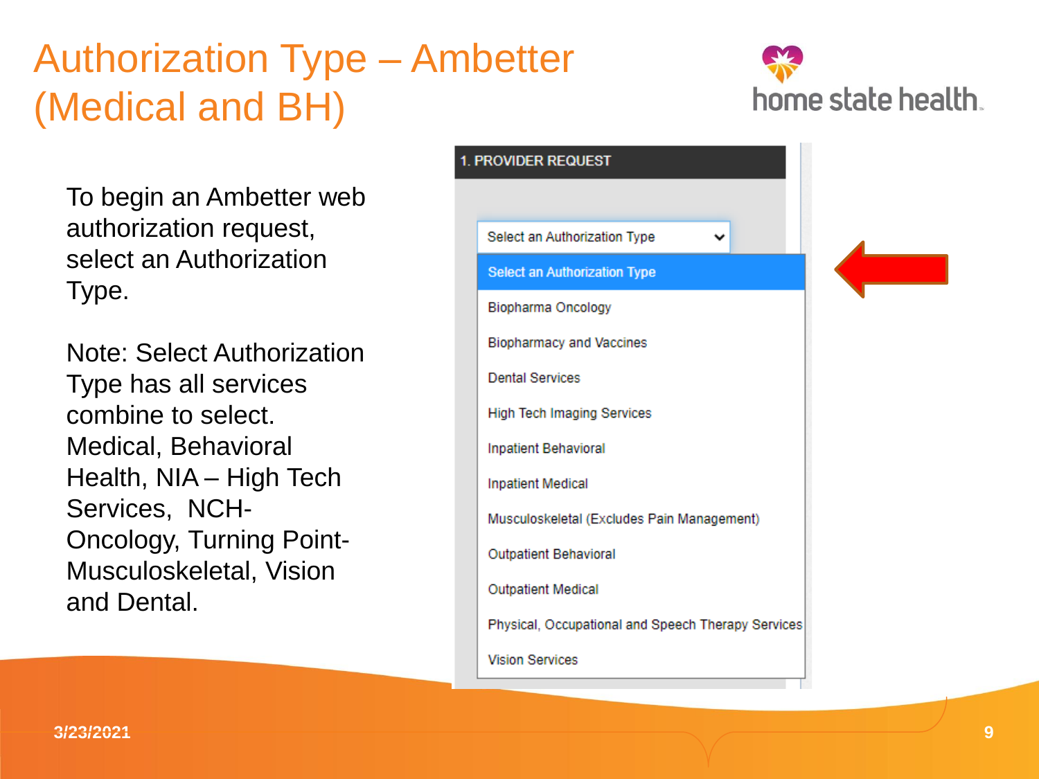# Authorization Type – Ambetter (Medical and BH)

To begin an Ambetter web authorization request, select an Authorization Type.

Note: Select Authorization Type has all services combine to select. Medical, Behavioral Health, NIA – High Tech Services, NCH-Oncology, Turning Point-Musculoskeletal, Vision and Dental.

1. PROVIDER REQUEST

Select an Authorization Type

- Select an Authorization Type
- Biopharma Oncology
- Biopharmacy and Vaccines
- Dental Services
- High Tech Imaging Services
- Inpatient Behavioral
- Inpatient Medical
- Musculoskeletal (Excludes Pain Management)
- Outpatient Behavioral
- Outpatient Medical
- Physical, Occupational and Speech Therapy Services
- Vision Services

3/23/2021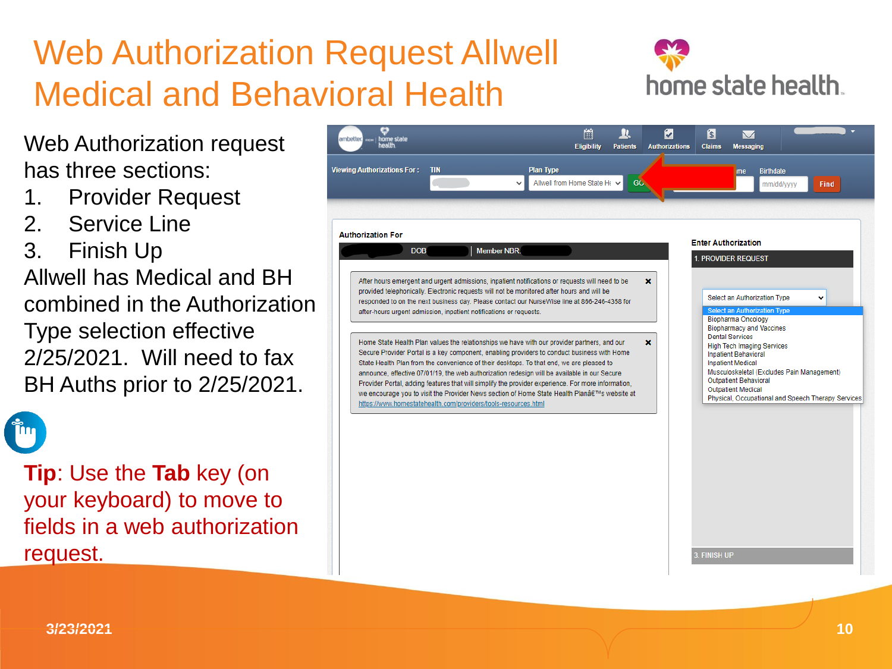# Web Authorization Request Allwell Medical and Behavioral Health

Web Authorization request has three sections:

1. Provider Request
2. Service Line
3. Finish Up

Allwell has Medical and BH combined in the Authorization Type selection effective 2/25/2021. Will need to fax BH Auths prior to 2/25/2021.

**Tip**: Use the **Tab** key (on your keyboard) to move to fields in a web authorization request.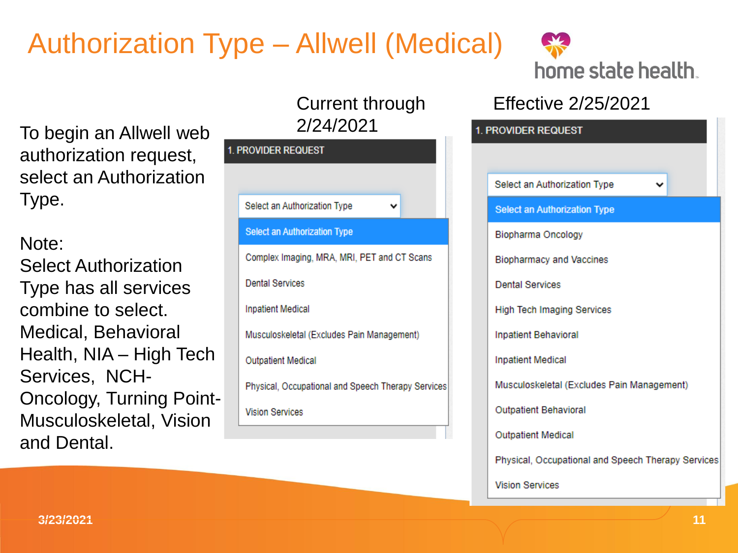# Authorization Type – Allwell (Medical)

home state health

To begin an Allwell web authorization request, select an Authorization Type.

Note:
Select Authorization Type has all services combine to select. Medical, Behavioral Health, NIA – High Tech Services, NCH- Oncology, Turning Point- Musculoskeletal, Vision and Dental.

**Current through 2/24/2021**

1. PROVIDER REQUEST

Select an Authorization Type

- Select an Authorization Type
- Complex Imaging, MRA, MRI, PET and CT Scans
- Dental Services
- Inpatient Medical
- Musculoskeletal (Excludes Pain Management)
- Outpatient Medical
- Physical, Occupational and Speech Therapy Services
- Vision Services

**Effective 2/25/2021**

1. PROVIDER REQUEST

Select an Authorization Type

- Select an Authorization Type
- Biopharma Oncology
- Biopharmacy and Vaccines
- Dental Services
- High Tech Imaging Services
- Inpatient Behavioral
- Inpatient Medical
- Musculoskeletal (Excludes Pain Management)
- Outpatient Behavioral
- Outpatient Medical
- Physical, Occupational and Speech Therapy Services
- Vision Services

3/23/2021